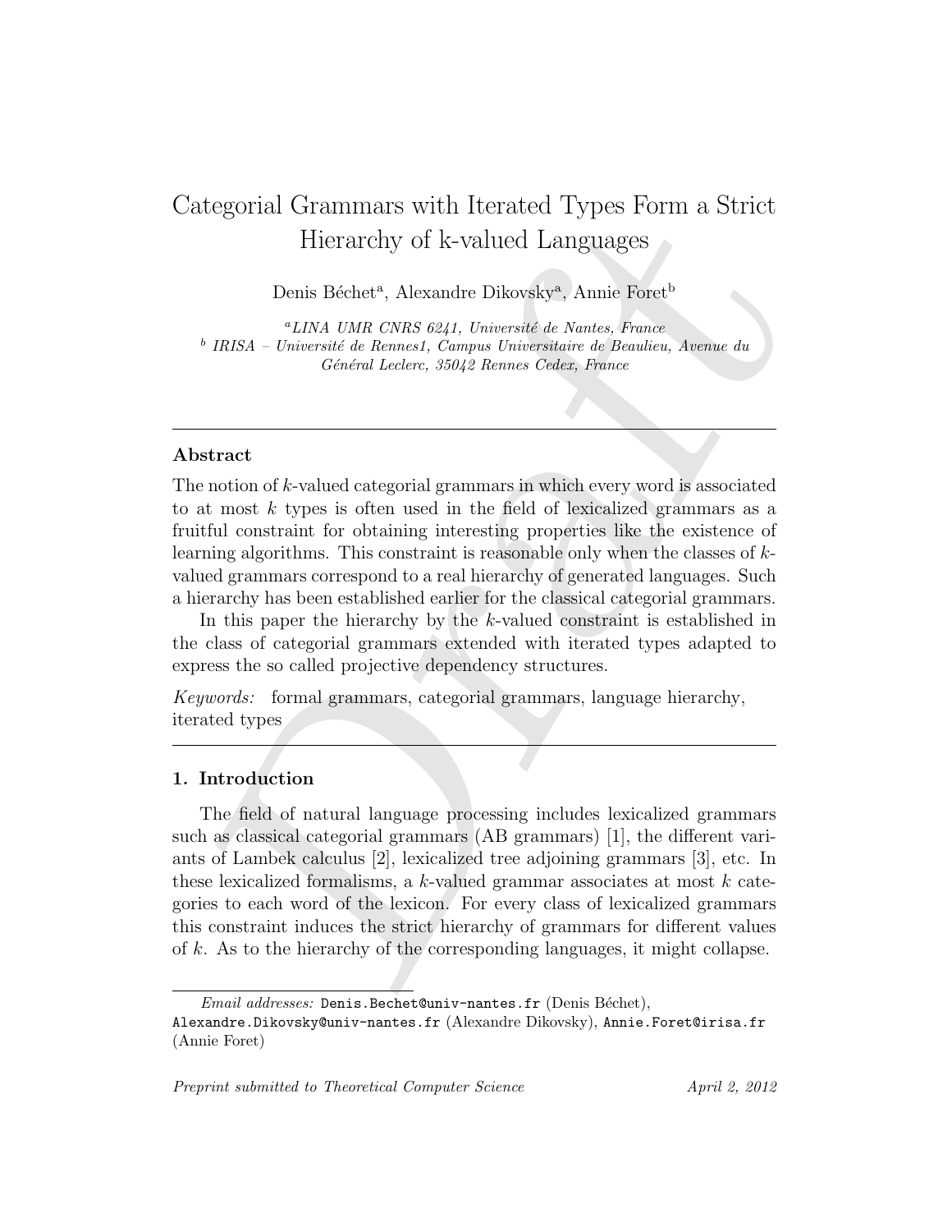# Categorial Grammars with Iterated Types Form a Strict Hierarchy of k-valued Languages

Denis Béchet[a], Alexandre Dikovsky[a], Annie Foret[b]

[a] *LINA UMR CNRS 6241, Université de Nantes, France*
[b] *IRISA – Université de Rennes1, Campus Universitaire de Beaulieu, Avenue du Général Leclerc, 35042 Rennes Cedex, France*

---

## Abstract

The notion of $k$-valued categorial grammars in which every word is associated to at most $k$ types is often used in the field of lexicalized grammars as a fruitful constraint for obtaining interesting properties like the existence of learning algorithms. This constraint is reasonable only when the classes of $k$-valued grammars correspond to a real hierarchy of generated languages. Such a hierarchy has been established earlier for the classical categorial grammars.

In this paper the hierarchy by the $k$-valued constraint is established in the class of categorial grammars extended with iterated types adapted to express the so called projective dependency structures.

*Keywords:* formal grammars, categorial grammars, language hierarchy, iterated types

---

## 1. Introduction

The field of natural language processing includes lexicalized grammars such as classical categorial grammars (AB grammars) [1], the different variants of Lambek calculus [2], lexicalized tree adjoining grammars [3], etc. In these lexicalized formalisms, a $k$-valued grammar associates at most $k$ categories to each word of the lexicon. For every class of lexicalized grammars this constraint induces the strict hierarchy of grammars for different values of $k$. As to the hierarchy of the corresponding languages, it might collapse.

---

*Email addresses:* `Denis.Bechet@univ-nantes.fr` (Denis Béchet), `Alexandre.Dikovsky@univ-nantes.fr` (Alexandre Dikovsky), `Annie.Foret@irisa.fr` (Annie Foret)

*Preprint submitted to Theoretical Computer Science* *April 2, 2012*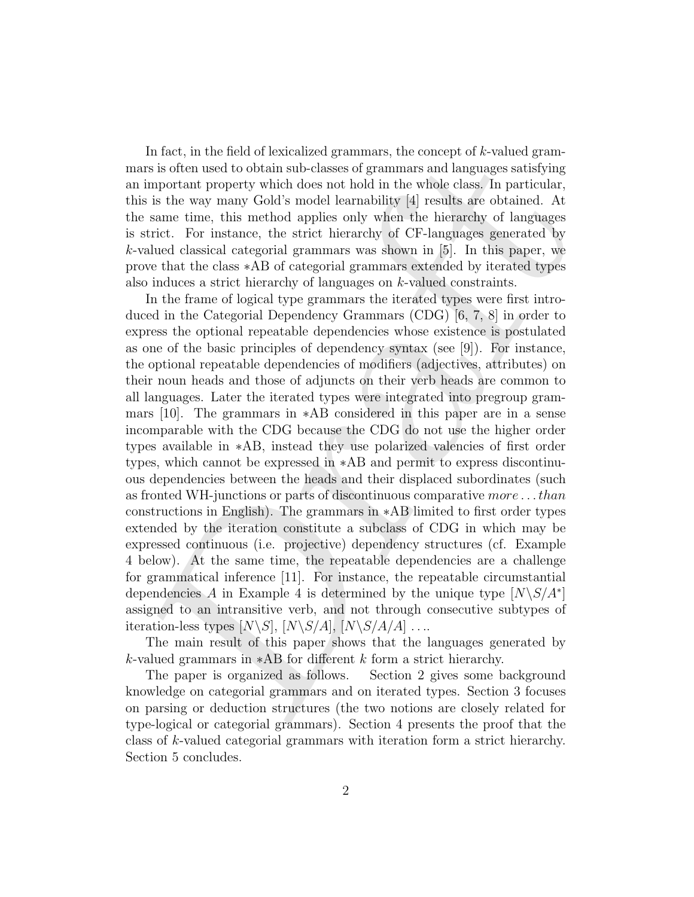In fact, in the field of lexicalized grammars, the concept of $k$-valued grammars is often used to obtain sub-classes of grammars and languages satisfying an important property which does not hold in the whole class. In particular, this is the way many Gold's model learnability [4] results are obtained. At the same time, this method applies only when the hierarchy of languages is strict. For instance, the strict hierarchy of CF-languages generated by $k$-valued classical categorial grammars was shown in [5]. In this paper, we prove that the class $*$AB of categorial grammars extended by iterated types also induces a strict hierarchy of languages on $k$-valued constraints.

In the frame of logical type grammars the iterated types were first introduced in the Categorial Dependency Grammars (CDG) [6, 7, 8] in order to express the optional repeatable dependencies whose existence is postulated as one of the basic principles of dependency syntax (see [9]). For instance, the optional repeatable dependencies of modifiers (adjectives, attributes) on their noun heads and those of adjuncts on their verb heads are common to all languages. Later the iterated types were integrated into pregroup grammars [10]. The grammars in $*$AB considered in this paper are in a sense incomparable with the CDG because the CDG do not use the higher order types available in $*$AB, instead they use polarized valencies of first order types, which cannot be expressed in $*$AB and permit to express discontinuous dependencies between the heads and their displaced subordinates (such as fronted WH-junctions or parts of discontinuous comparative *more . . . than* constructions in English). The grammars in $*$AB limited to first order types extended by the iteration constitute a subclass of CDG in which may be expressed continuous (i.e. projective) dependency structures (cf. Example 4 below). At the same time, the repeatable dependencies are a challenge for grammatical inference [11]. For instance, the repeatable circumstantial dependencies $A$ in Example 4 is determined by the unique type $[N\backslash S/A^*]$ assigned to an intransitive verb, and not through consecutive subtypes of iteration-less types $[N\backslash S]$, $[N\backslash S/A]$, $[N\backslash S/A/A]$ . . ..

The main result of this paper shows that the languages generated by $k$-valued grammars in $*$AB for different $k$ form a strict hierarchy.

The paper is organized as follows. Section 2 gives some background knowledge on categorial grammars and on iterated types. Section 3 focuses on parsing or deduction structures (the two notions are closely related for type-logical or categorial grammars). Section 4 presents the proof that the class of $k$-valued categorial grammars with iteration form a strict hierarchy. Section 5 concludes.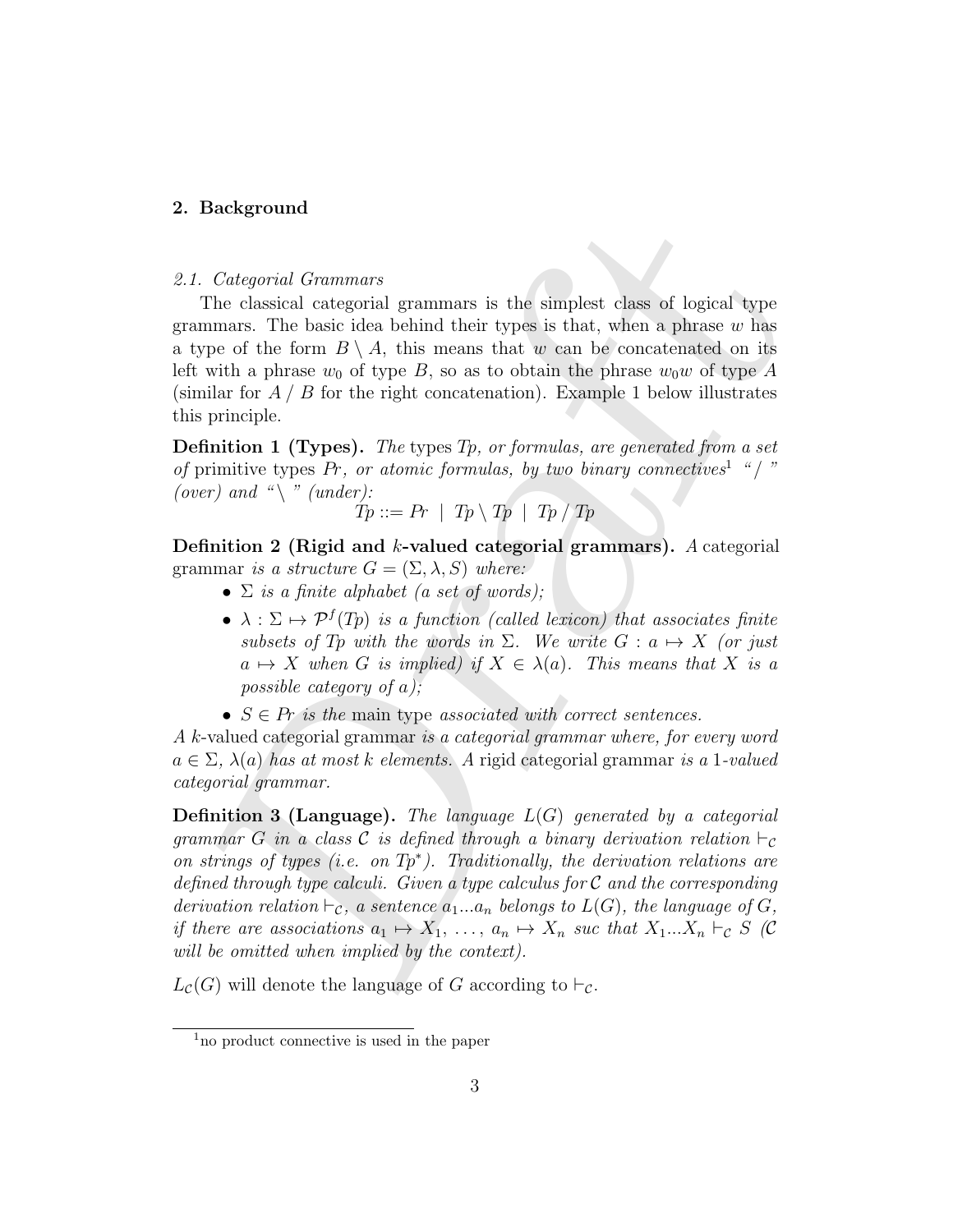## 2. Background

### *2.1. Categorial Grammars*

The classical categorial grammars is the simplest class of logical type grammars. The basic idea behind their types is that, when a phrase $w$ has a type of the form $B \setminus A$, this means that $w$ can be concatenated on its left with a phrase $w_0$ of type $B$, so as to obtain the phrase $w_0 w$ of type $A$ (similar for $A \,/\, B$ for the right concatenation). Example 1 below illustrates this principle.

**Definition 1 (Types).** *The* types $Tp$*, or formulas, are generated from a set of* primitive types $Pr$*, or atomic formulas, by two binary connectives*[1] *" / " (over) and " \ " (under):*

$$Tp ::= Pr \;\mid\; Tp \setminus Tp \;\mid\; Tp \,/\, Tp$$

**Definition 2 (Rigid and $k$-valued categorial grammars).** *A* categorial grammar *is a structure $G = (\Sigma, \lambda, S)$ where:*

- *$\Sigma$ is a finite alphabet (a set of words);*
- *$\lambda : \Sigma \mapsto \mathcal{P}^f(Tp)$ is a function (called lexicon) that associates finite subsets of $Tp$ with the words in $\Sigma$. We write $G : a \mapsto X$ (or just $a \mapsto X$ when $G$ is implied) if $X \in \lambda(a)$. This means that $X$ is a possible category of $a$);*
- *$S \in Pr$ is the* main type *associated with correct sentences.*

*A* $k$-valued categorial grammar *is a categorial grammar where, for every word $a \in \Sigma$, $\lambda(a)$ has at most $k$ elements. A* rigid categorial grammar *is a 1-valued categorial grammar.*

**Definition 3 (Language).** *The language $L(G)$ generated by a categorial grammar $G$ in a class $\mathcal{C}$ is defined through a binary derivation relation $\vdash_{\mathcal{C}}$ on strings of types (i.e. on $Tp^*$). Traditionally, the derivation relations are defined through type calculi. Given a type calculus for $\mathcal{C}$ and the corresponding derivation relation $\vdash_{\mathcal{C}}$, a sentence $a_1...a_n$ belongs to $L(G)$, the language of $G$, if there are associations $a_1 \mapsto X_1, \ldots, a_n \mapsto X_n$ suc that $X_1...X_n \vdash_{\mathcal{C}} S$ ($\mathcal{C}$ will be omitted when implied by the context).*

$L_{\mathcal{C}}(G)$ will denote the language of $G$ according to $\vdash_{\mathcal{C}}$.

---

[1] no product connective is used in the paper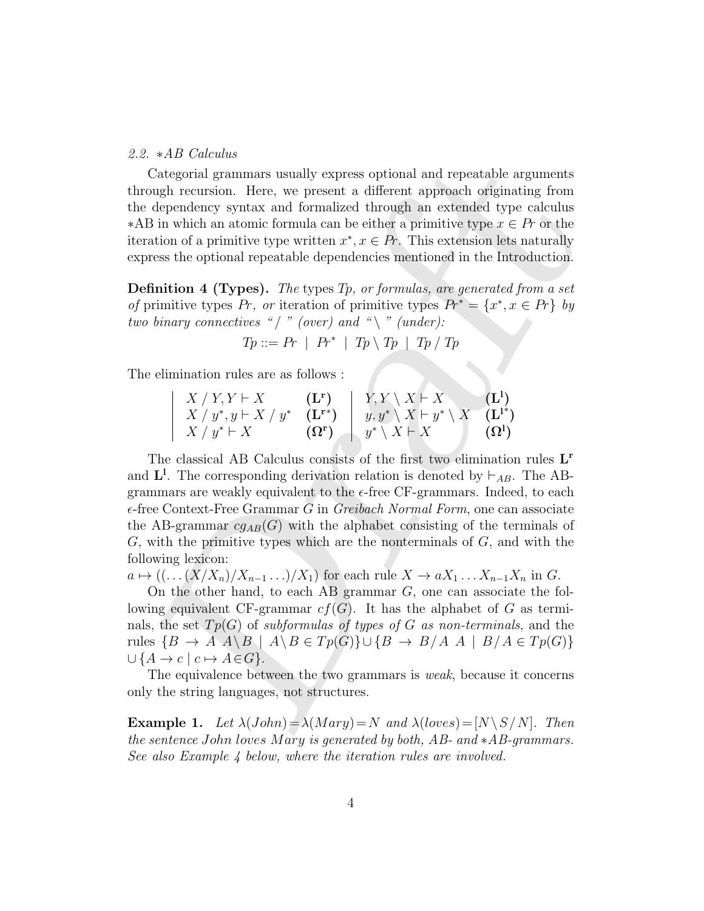### 2.2. $*$AB Calculus

Categorial grammars usually express optional and repeatable arguments through recursion. Here, we present a different approach originating from the dependency syntax and formalized through an extended type calculus $*$AB in which an atomic formula can be either a primitive type $x \in Pr$ or the iteration of a primitive type written $x^*, x \in Pr$. This extension lets naturally express the optional repeatable dependencies mentioned in the Introduction.

**Definition 4 (Types).** *The* types *Tp, or formulas, are generated from a set of* primitive types *Pr, or* iteration of primitive types $Pr^* = \{x^*, x \in Pr\}$ *by two binary connectives " / " (over) and " \ " (under):*

$$Tp ::= Pr \ | \ Pr^* \ | \ Tp \setminus Tp \ | \ Tp \,/\, Tp$$

The elimination rules are as follows :

| | | | |
|---|---|---|---|
| $X \,/\, Y, Y \vdash X$ | $(\mathbf{L^r})$ | $Y, Y \setminus X \vdash X$ | $(\mathbf{L^l})$ |
| $X \,/\, y^*, y \vdash X \,/\, y^*$ | $(\mathbf{L^{r*}})$ | $y, y^* \setminus X \vdash y^* \setminus X$ | $(\mathbf{L^{l*}})$ |
| $X \,/\, y^* \vdash X$ | $(\mathbf{\Omega^r})$ | $y^* \setminus X \vdash X$ | $(\mathbf{\Omega^l})$ |

The classical AB Calculus consists of the first two elimination rules $\mathbf{L^r}$ and $\mathbf{L^l}$. The corresponding derivation relation is denoted by $\vdash_{AB}$. The AB-grammars are weakly equivalent to the $\epsilon$-free CF-grammars. Indeed, to each $\epsilon$-free Context-Free Grammar $G$ in *Greibach Normal Form*, one can associate the AB-grammar $cg_{AB}(G)$ with the alphabet consisting of the terminals of $G$, with the primitive types which are the nonterminals of $G$, and with the following lexicon:
$a \mapsto ((\ldots(X/X_n)/X_{n-1}\ldots)/X_1)$ for each rule $X \to aX_1 \ldots X_{n-1}X_n$ in $G$.

On the other hand, to each AB grammar $G$, one can associate the following equivalent CF-grammar $cf(G)$. It has the alphabet of $G$ as terminals, the set $Tp(G)$ of *subformulas of types of G as non-terminals*, and the rules $\{B \to A \ A \setminus B \mid A \setminus B \in Tp(G)\} \cup \{B \to B/A \ A \mid B/A \in Tp(G)\} \cup \{A \to c \mid c \mapsto A \in G\}$.

The equivalence between the two grammars is *weak*, because it concerns only the string languages, not structures.

**Example 1.** *Let* $\lambda(John) = \lambda(Mary) = N$ *and* $\lambda(loves) = [N \setminus S / N]$. *Then the sentence John loves Mary is generated by both, AB- and $*$AB-grammars. See also Example 4 below, where the iteration rules are involved.*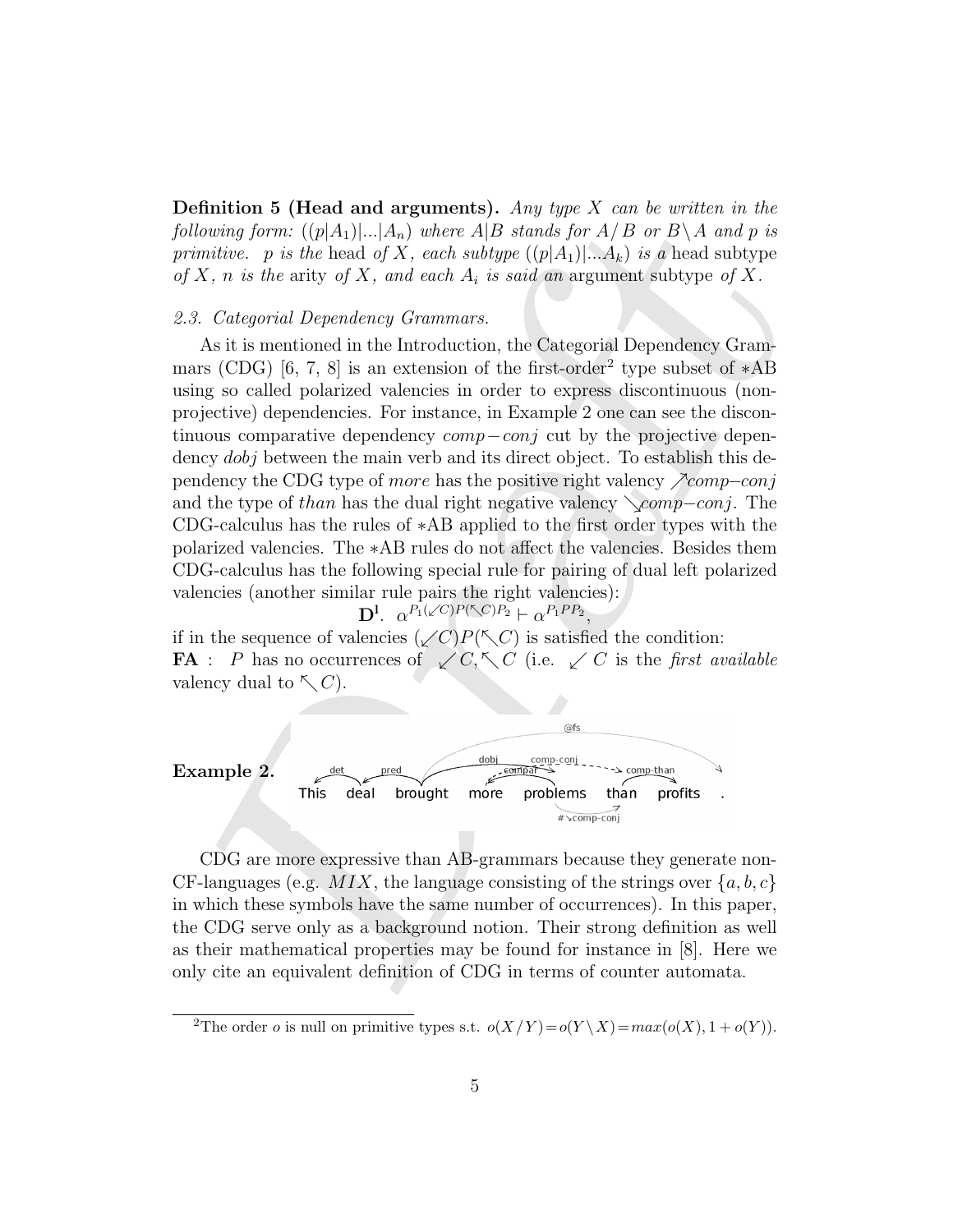**Definition 5 (Head and arguments).** *Any type $X$ can be written in the following form: $((p|A_1)|...|A_n)$ where $A|B$ stands for $A/B$ or $B\backslash A$ and $p$ is primitive. $p$ is the* head *of $X$, each subtype $((p|A_1)|...A_k)$ is a* head subtype *of $X$, $n$ is the* arity *of $X$, and each $A_i$ is said an* argument subtype *of $X$.*

*2.3. Categorial Dependency Grammars.*

As it is mentioned in the Introduction, the Categorial Dependency Grammars (CDG) [6, 7, 8] is an extension of the first-order[2] type subset of $*$AB using so called polarized valencies in order to express discontinuous (non-projective) dependencies. For instance, in Example 2 one can see the discontinuous comparative dependency *comp−conj* cut by the projective dependency *dobj* between the main verb and its direct object. To establish this dependency the CDG type of *more* has the positive right valency $\nearrow$*comp−conj* and the type of *than* has the dual right negative valency $\searrow$*comp−conj*. The CDG-calculus has the rules of $*$AB applied to the first order types with the polarized valencies. The $*$AB rules do not affect the valencies. Besides them CDG-calculus has the following special rule for pairing of dual left polarized valencies (another similar rule pairs the right valencies):

$$\mathbf{D^l}.\ \ \alpha^{P_1(\swarrow C)P(\nwarrow C)P_2} \vdash \alpha^{P_1PP_2},$$

if in the sequence of valencies $(\swarrow C)P(\nwarrow C)$ is satisfied the condition:
**FA** : $P$ has no occurrences of $\swarrow C, \nwarrow C$ (i.e. $\swarrow C$ is the *first available* valency dual to $\nwarrow C$).

**Example 2.** This deal brought more problems than profits .

CDG are more expressive than AB-grammars because they generate non-CF-languages (e.g. $MIX$, the language consisting of the strings over $\{a, b, c\}$ in which these symbols have the same number of occurrences). In this paper, the CDG serve only as a background notion. Their strong definition as well as their mathematical properties may be found for instance in [8]. Here we only cite an equivalent definition of CDG in terms of counter automata.

[2] The order $o$ is null on primitive types s.t. $o(X/Y) = o(Y\backslash X) = max(o(X), 1 + o(Y))$.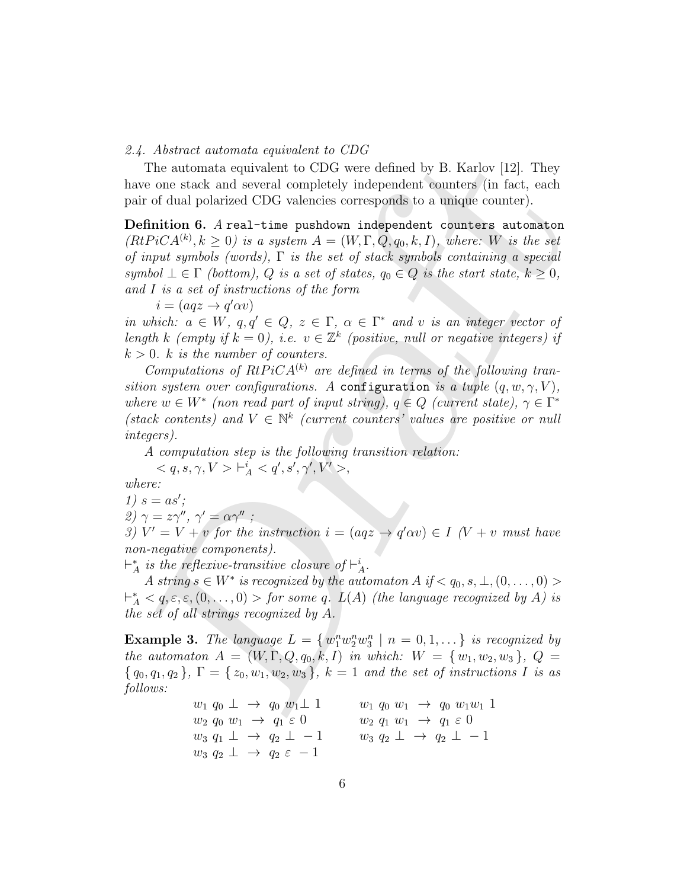*2.4. Abstract automata equivalent to CDG*

The automata equivalent to CDG were defined by B. Karlov [12]. They have one stack and several completely independent counters (in fact, each pair of dual polarized CDG valencies corresponds to a unique counter).

**Definition 6.** *A* `real-time pushdown independent counters automaton` *($RtPiCA^{(k)}, k \geq 0$) is a system $A = (W, \Gamma, Q, q_0, k, I)$, where: $W$ is the set of input symbols (words), $\Gamma$ is the set of stack symbols containing a special symbol $\perp \in \Gamma$ (bottom), $Q$ is a set of states, $q_0 \in Q$ is the start state, $k \geq 0$, and $I$ is a set of instructions of the form*

$i = (aqz \rightarrow q'\alpha v)$

*in which: $a \in W$, $q, q' \in Q$, $z \in \Gamma$, $\alpha \in \Gamma^*$ and $v$ is an integer vector of length $k$ (empty if $k = 0$), i.e. $v \in \mathbb{Z}^k$ (positive, null or negative integers) if $k > 0$. $k$ is the number of counters.*

*Computations of $RtPiCA^{(k)}$ are defined in terms of the following transition system over configurations. A* `configuration` *is a tuple $(q, w, \gamma, V)$, where $w \in W^*$ (non read part of input string), $q \in Q$ (current state), $\gamma \in \Gamma^*$ (stack contents) and $V \in \mathbb{N}^k$ (current counters' values are positive or null integers).*

*A computation step is the following transition relation:*

$< q, s, \gamma, V > \vdash^i_A < q', s', \gamma', V' >$,

*where:*

*1) $s = as'$;*

*2) $\gamma = z\gamma''$, $\gamma' = \alpha\gamma''$ ;*

*3) $V' = V + v$ for the instruction $i = (aqz \rightarrow q'\alpha v) \in I$ ($V + v$ must have non-negative components).*

*$\vdash^*_A$ is the reflexive-transitive closure of $\vdash^i_A$.*

*A string $s \in W^*$ is recognized by the automaton $A$ if $< q_0, s, \perp, (0, \ldots, 0) > \vdash^*_A < q, \varepsilon, \varepsilon, (0, \ldots, 0) >$ for some $q$. $L(A)$ (the language recognized by $A$) is the set of all strings recognized by $A$.*

**Example 3.** *The language $L = \{ w_1^n w_2^n w_3^n \mid n = 0, 1, \ldots \}$ is recognized by the automaton $A = (W, \Gamma, Q, q_0, k, I)$ in which: $W = \{ w_1, w_2, w_3 \}$, $Q = \{ q_0, q_1, q_2 \}$, $\Gamma = \{ z_0, w_1, w_2, w_3 \}$, $k = 1$ and the set of instructions $I$ is as follows:*

$$
\begin{array}{ll}
w_1 \; q_0 \perp \; \rightarrow \; q_0 \; w_1 \perp \; 1 & \quad w_1 \; q_0 \; w_1 \; \rightarrow \; q_0 \; w_1 w_1 \; 1 \\
w_2 \; q_0 \; w_1 \; \rightarrow \; q_1 \; \varepsilon \; 0 & \quad w_2 \; q_1 \; w_1 \; \rightarrow \; q_1 \; \varepsilon \; 0 \\
w_3 \; q_1 \perp \; \rightarrow \; q_2 \perp \; -1 & \quad w_3 \; q_2 \perp \; \rightarrow \; q_2 \perp \; -1 \\
w_3 \; q_2 \perp \; \rightarrow \; q_2 \; \varepsilon \; -1 &
\end{array}
$$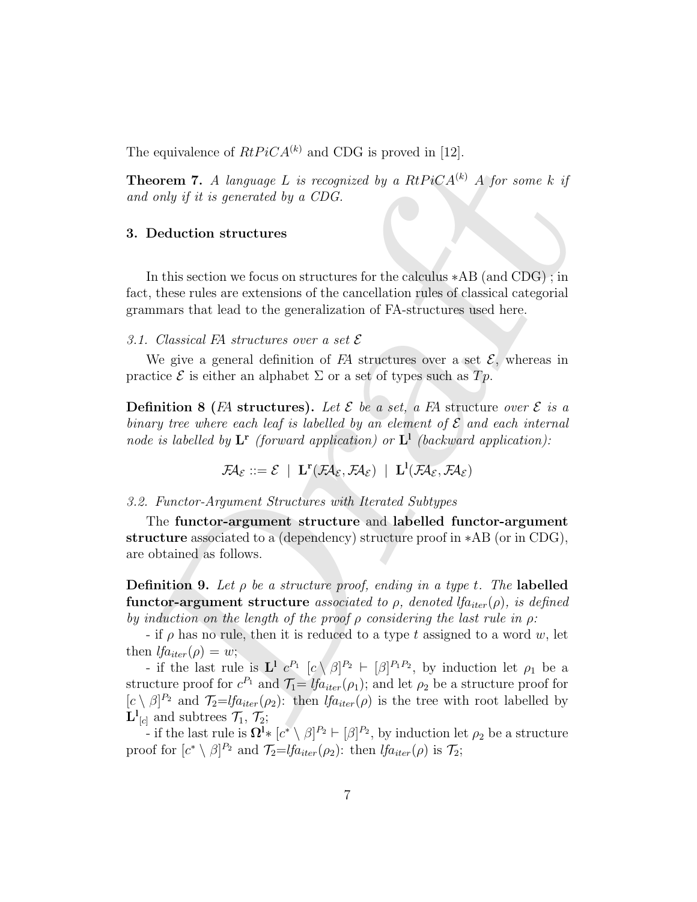The equivalence of $RtPiCA^{(k)}$ and CDG is proved in [12].

**Theorem 7.** *A language $L$ is recognized by a $RtPiCA^{(k)}$ $A$ for some $k$ if and only if it is generated by a CDG.*

## 3. Deduction structures

In this section we focus on structures for the calculus ∗AB (and CDG) ; in fact, these rules are extensions of the cancellation rules of classical categorial grammars that lead to the generalization of FA-structures used here.

### *3.1. Classical FA structures over a set $\mathcal{E}$*

We give a general definition of *FA* structures over a set $\mathcal{E}$, whereas in practice $\mathcal{E}$ is either an alphabet $\Sigma$ or a set of types such as $Tp$.

**Definition 8 (*FA* structures).** *Let $\mathcal{E}$ be a set, a FA* structure *over $\mathcal{E}$ is a binary tree where each leaf is labelled by an element of $\mathcal{E}$ and each internal node is labelled by $\mathbf{L^r}$ (forward application) or $\mathbf{L^l}$ (backward application):*

$$\mathcal{FA}_{\mathcal{E}} ::= \mathcal{E} \ \mid \ \mathbf{L^r}(\mathcal{FA}_{\mathcal{E}}, \mathcal{FA}_{\mathcal{E}}) \ \mid \ \mathbf{L^l}(\mathcal{FA}_{\mathcal{E}}, \mathcal{FA}_{\mathcal{E}})$$

### *3.2. Functor-Argument Structures with Iterated Subtypes*

The **functor-argument structure** and **labelled functor-argument structure** associated to a (dependency) structure proof in ∗AB (or in CDG), are obtained as follows.

**Definition 9.** *Let $\rho$ be a structure proof, ending in a type $t$. The* **labelled functor-argument structure** *associated to $\rho$, denoted $lfa_{iter}(\rho)$, is defined by induction on the length of the proof $\rho$ considering the last rule in $\rho$:*

- if $\rho$ has no rule, then it is reduced to a type $t$ assigned to a word $w$, let then $lfa_{iter}(\rho) = w$;

- if the last rule is $\mathbf{L^l}$ $c^{P_1}$ $[c \setminus \beta]^{P_2} \vdash [\beta]^{P_1 P_2}$, by induction let $\rho_1$ be a structure proof for $c^{P_1}$ and $\mathcal{T}_1 = lfa_{iter}(\rho_1)$; and let $\rho_2$ be a structure proof for $[c \setminus \beta]^{P_2}$ and $\mathcal{T}_2 = lfa_{iter}(\rho_2)$: then $lfa_{iter}(\rho)$ is the tree with root labelled by $\mathbf{L^l}_{[c]}$ and subtrees $\mathcal{T}_1$, $\mathcal{T}_2$;

- if the last rule is $\mathbf{\Omega^l}*$ $[c^* \setminus \beta]^{P_2} \vdash [\beta]^{P_2}$, by induction let $\rho_2$ be a structure proof for $[c^* \setminus \beta]^{P_2}$ and $\mathcal{T}_2 = lfa_{iter}(\rho_2)$: then $lfa_{iter}(\rho)$ is $\mathcal{T}_2$;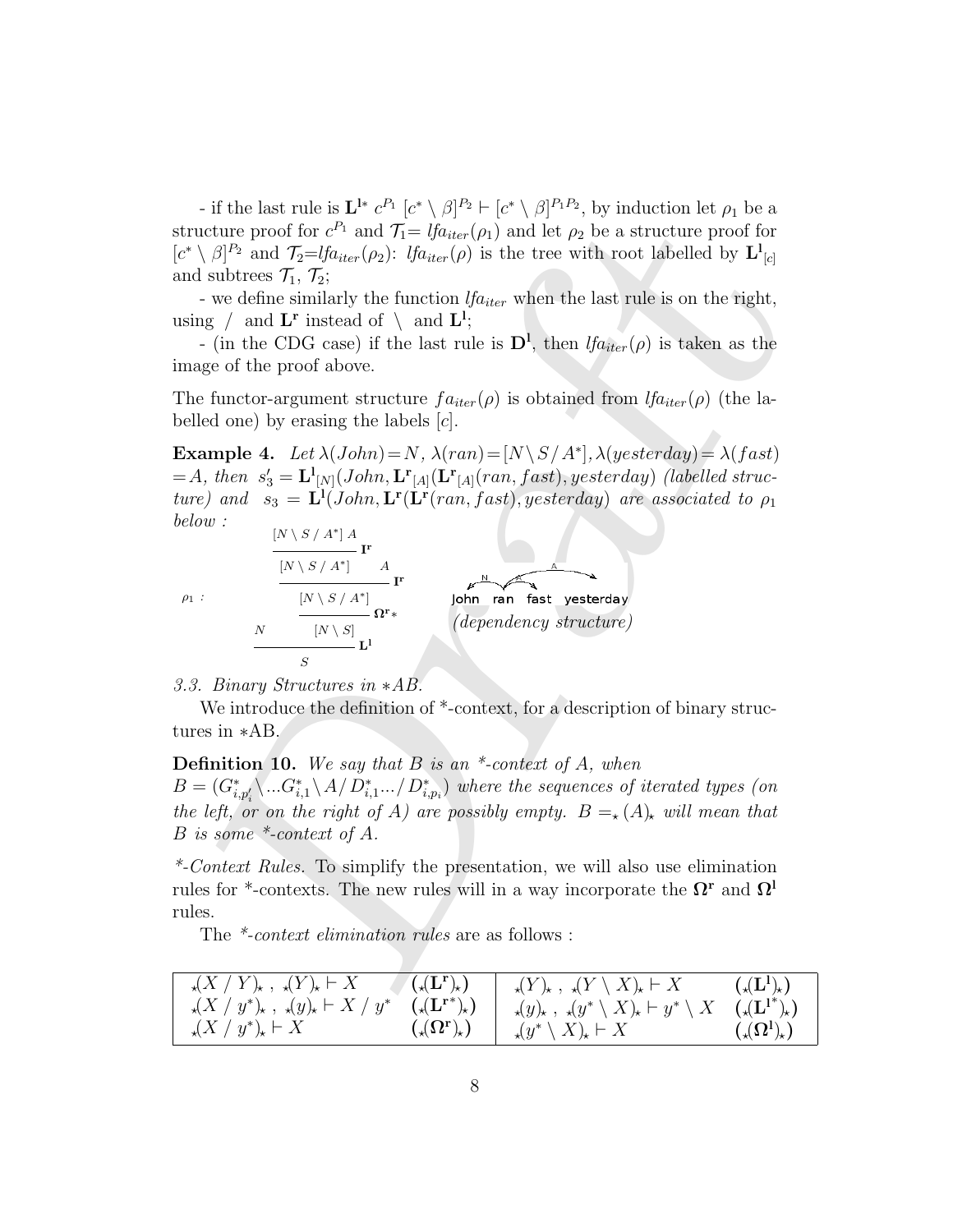- if the last rule is $\mathbf{L^{l*}}$ $c^{P_1}$ $[c^* \setminus \beta]^{P_2} \vdash [c^* \setminus \beta]^{P_1 P_2}$, by induction let $\rho_1$ be a structure proof for $c^{P_1}$ and $\mathcal{T}_1$= $lfa_{iter}(\rho_1)$ and let $\rho_2$ be a structure proof for $[c^* \setminus \beta]^{P_2}$ and $\mathcal{T}_2$=$lfa_{iter}(\rho_2)$: $lfa_{iter}(\rho)$ is the tree with root labelled by $\mathbf{L^l}_{[c]}$ and subtrees $\mathcal{T}_1$, $\mathcal{T}_2$;

- we define similarly the function $lfa_{iter}$ when the last rule is on the right, using $/$ and $\mathbf{L^r}$ instead of $\setminus$ and $\mathbf{L^l}$;

- (in the CDG case) if the last rule is $\mathbf{D^l}$, then $lfa_{iter}(\rho)$ is taken as the image of the proof above.

The functor-argument structure $fa_{iter}(\rho)$ is obtained from $lfa_{iter}(\rho)$ (the labelled one) by erasing the labels $[c]$.

**Example 4.** *Let $\lambda(John) = N$, $\lambda(ran) = [N \setminus S / A^*]$, $\lambda(yesterday) = \lambda(fast) = A$, then $s'_3 = \mathbf{L^l}_{[N]}(John, \mathbf{L^r}_{[A]}(\mathbf{L^r}_{[A]}(ran, fast), yesterday)$ (labelled structure) and $s_3 = \mathbf{L^l}(John, \mathbf{L^r}(\mathbf{L^r}(ran, fast), yesterday)$ are associated to $\rho_1$ below :*

$$\rho_1 : \quad \dfrac{N \qquad \dfrac{\dfrac{\dfrac{\dfrac{[N \setminus S / A^*] \; A}{[N \setminus S / A^*]}\mathbf{I^r} \quad A}{[N \setminus S / A^*]}\mathbf{I^r}}{[N \setminus S]}\mathbf{\Omega^r}*}{}}{S}\mathbf{L^l}$$

John ran fast yesterday *(dependency structure)* [dependencies: ran →N John, ran →A fast, ran →A yesterday]

*3.3. Binary Structures in \*AB.*

We introduce the definition of \*-context, for a description of binary structures in \*AB.

**Definition 10.** *We say that $B$ is an \*-context of $A$, when $B = (G^*_{i,p'_i} \setminus ... G^*_{i,1} \setminus A / D^*_{i,1} ... / D^*_{i,p_i})$ where the sequences of iterated types (on the left, or on the right of $A$) are possibly empty. $B =_\star (A)_\star$ will mean that $B$ is some \*-context of $A$.*

*\*-Context Rules.* To simplify the presentation, we will also use elimination rules for \*-contexts. The new rules will in a way incorporate the $\mathbf{\Omega^r}$ and $\mathbf{\Omega^l}$ rules.

The *\*-context elimination rules* are as follows :

| | | | |
|---|---|---|---|
| ${}_\star(X / Y)_\star\ ,\ {}_\star(Y)_\star \vdash X$ | $({}_\star(\mathbf{L^r})_\star)$ | ${}_\star(Y)_\star\ ,\ {}_\star(Y \setminus X)_\star \vdash X$ | $({}_\star(\mathbf{L^l})_\star)$ |
| ${}_\star(X / y^*)_\star\ ,\ {}_\star(y)_\star \vdash X / y^*$ | $({}_\star(\mathbf{L^{r*}})_\star)$ | ${}_\star(y)_\star\ ,\ {}_\star(y^* \setminus X)_\star \vdash y^* \setminus X$ | $({}_\star(\mathbf{L^{l*}})_\star)$ |
| ${}_\star(X / y^*)_\star \vdash X$ | $({}_\star(\mathbf{\Omega^r})_\star)$ | ${}_\star(y^* \setminus X)_\star \vdash X$ | $({}_\star(\mathbf{\Omega^l})_\star)$ |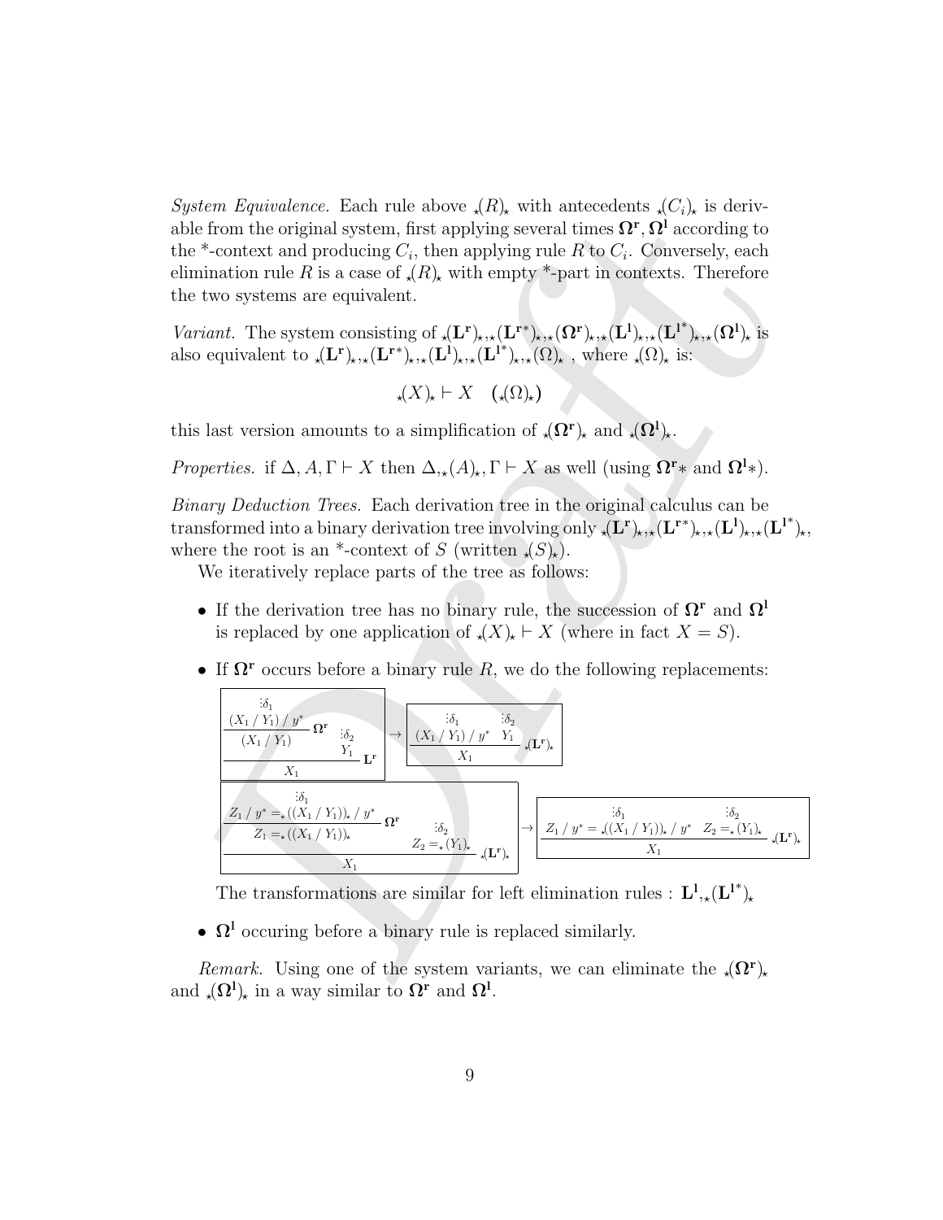*System Equivalence.* Each rule above ${}_\star(R)_\star$ with antecedents ${}_\star(C_i)_\star$ is derivable from the original system, first applying several times $\mathbf{\Omega^r}, \mathbf{\Omega^l}$ according to the *-context and producing $C_i$, then applying rule $R$ to $C_i$. Conversely, each elimination rule $R$ is a case of ${}_\star(R)_\star$ with empty *-part in contexts. Therefore the two systems are equivalent.

*Variant.* The system consisting of ${}_\star(\mathbf{L^r})_\star, {}_\star(\mathbf{L^{r*}})_\star, {}_\star(\mathbf{\Omega^r})_\star, {}_\star(\mathbf{L^l})_\star, {}_\star(\mathbf{L^{l^*}})_\star, {}_\star(\mathbf{\Omega^l})_\star$ is also equivalent to ${}_\star(\mathbf{L^r})_\star, {}_\star(\mathbf{L^{r*}})_\star, {}_\star(\mathbf{L^l})_\star, {}_\star(\mathbf{L^{l^*}})_\star, {}_\star(\Omega)_\star$ , where ${}_\star(\Omega)_\star$ is:

$$ {}_\star(X)_\star \vdash X \quad ({}_\star(\Omega)_\star) $$

this last version amounts to a simplification of ${}_\star(\mathbf{\Omega^r})_\star$ and ${}_\star(\mathbf{\Omega^l})_\star$.

*Properties.* if $\Delta, A, \Gamma \vdash X$ then $\Delta, {}_\star(A)_\star, \Gamma \vdash X$ as well (using $\mathbf{\Omega^r}*$ and $\mathbf{\Omega^l}*$).

*Binary Deduction Trees.* Each derivation tree in the original calculus can be transformed into a binary derivation tree involving only ${}_\star(\mathbf{L^r})_\star, {}_\star(\mathbf{L^{r*}})_\star, {}_\star(\mathbf{L^l})_\star, {}_\star(\mathbf{L^{l^*}})_\star$, where the root is an *-context of $S$ (written ${}_\star(S)_\star$).

We iteratively replace parts of the tree as follows:

- If the derivation tree has no binary rule, the succession of $\mathbf{\Omega^r}$ and $\mathbf{\Omega^l}$ is replaced by one application of ${}_\star(X)_\star \vdash X$ (where in fact $X = S$).
- If $\mathbf{\Omega^r}$ occurs before a binary rule $R$, we do the following replacements:

$$ \dfrac{\dfrac{\dfrac{\vdots\delta_1}{(X_1 \,/\, Y_1) \,/\, y^*}}{(X_1 \,/\, Y_1)}\,\mathbf{\Omega^r} \qquad \dfrac{\vdots\delta_2}{Y_1}}{X_1}\,\mathbf{L^r} \quad \rightarrow \quad \dfrac{\dfrac{\vdots\delta_1}{(X_1 \,/\, Y_1) \,/\, y^*} \quad \dfrac{\vdots\delta_2}{Y_1}}{X_1}\,{}_\star(\mathbf{L^r})_\star $$

$$ \dfrac{\dfrac{\dfrac{\vdots\delta_1}{Z_1 \,/\, y^* =_\star ((X_1 \,/\, Y_1))_\star \,/\, y^*}}{Z_1 =_\star ((X_1 \,/\, Y_1))_\star}\,\mathbf{\Omega^r} \qquad \dfrac{\vdots\delta_2}{Z_2 =_\star (Y_1)_\star}}{X_1}\,{}_\star(\mathbf{L^r})_\star \quad \rightarrow \quad \dfrac{\dfrac{\vdots\delta_1}{Z_1 \,/\, y^* = {}_\star((X_1 \,/\, Y_1))_\star \,/\, y^*} \quad \dfrac{\vdots\delta_2}{Z_2 =_\star (Y_1)_\star}}{X_1}\,{}_\star(\mathbf{L^r})_\star $$

  The transformations are similar for left elimination rules : $\mathbf{L^l}, {}_\star(\mathbf{L^{l^*}})_\star$

- $\mathbf{\Omega^l}$ occuring before a binary rule is replaced similarly.

*Remark.* Using one of the system variants, we can eliminate the ${}_\star(\mathbf{\Omega^r})_\star$ and ${}_\star(\mathbf{\Omega^l})_\star$ in a way similar to $\mathbf{\Omega^r}$ and $\mathbf{\Omega^l}$.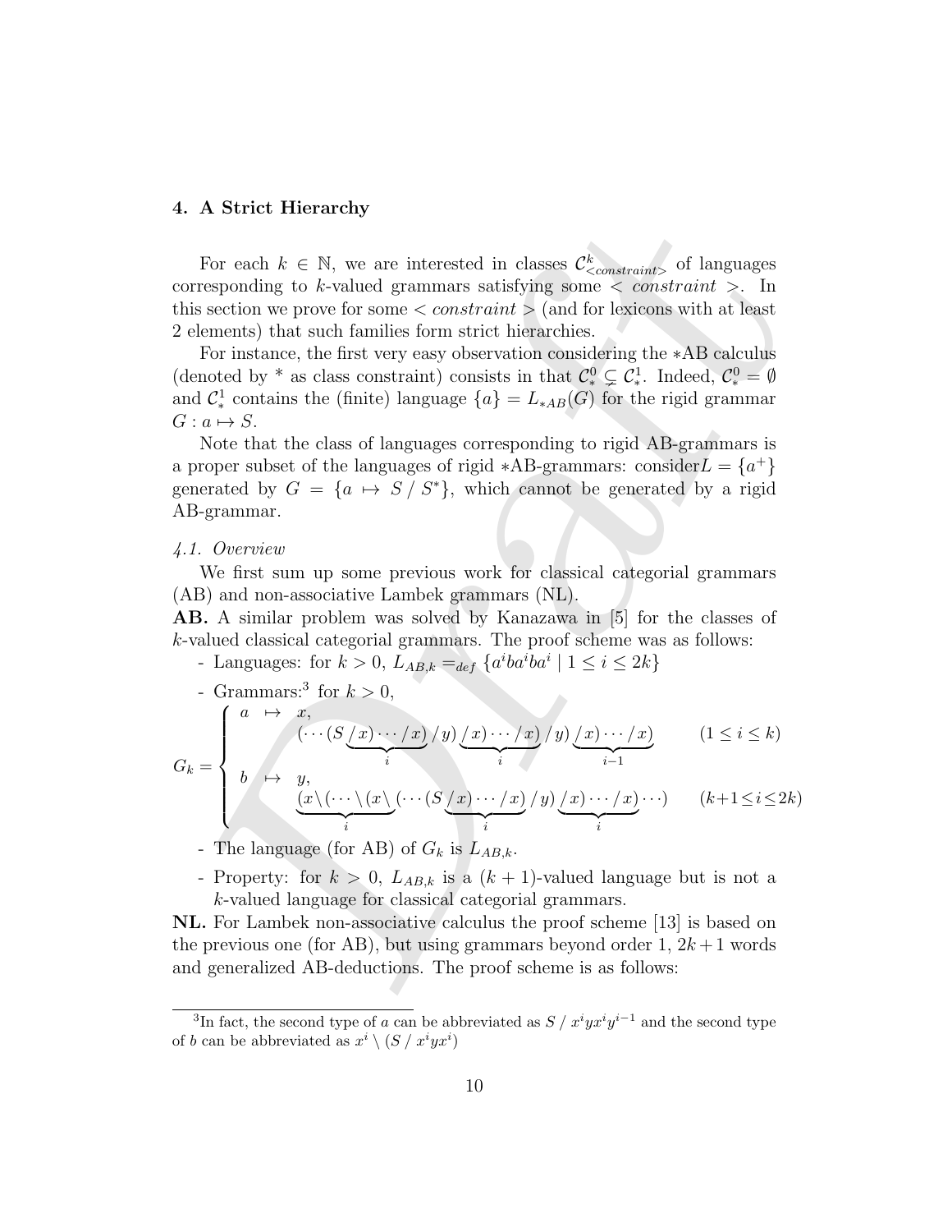## 4. A Strict Hierarchy

For each $k \in \mathbb{N}$, we are interested in classes $\mathcal{C}^k_{<constraint>}$ of languages corresponding to $k$-valued grammars satisfying some $< constraint >$. In this section we prove for some $< constraint >$ (and for lexicons with at least 2 elements) that such families form strict hierarchies.

For instance, the first very easy observation considering the $*$AB calculus (denoted by $*$ as class constraint) consists in that $\mathcal{C}^0_* \subsetneq \mathcal{C}^1_*$. Indeed, $\mathcal{C}^0_* = \emptyset$ and $\mathcal{C}^1_*$ contains the (finite) language $\{a\} = L_{*AB}(G)$ for the rigid grammar $G : a \mapsto S$.

Note that the class of languages corresponding to rigid AB-grammars is a proper subset of the languages of rigid $*$AB-grammars: consider$L = \{a^+\}$ generated by $G = \{a \mapsto S \,/\, S^*\}$, which cannot be generated by a rigid AB-grammar.

### 4.1. Overview

We first sum up some previous work for classical categorial grammars (AB) and non-associative Lambek grammars (NL).

**AB.** A similar problem was solved by Kanazawa in [5] for the classes of $k$-valued classical categorial grammars. The proof scheme was as follows:

- Languages: for $k > 0$, $L_{AB,k} =_{def} \{a^iba^iba^i \mid 1 \le i \le 2k\}$
- Grammars:[3] for $k > 0$,

$$G_k = \begin{cases} a \;\mapsto\; x, \\ \qquad (\cdots(S\underbrace{/\,x)\cdots/\,x)}_{i}\,/\,y)\underbrace{/\,x)\cdots/\,x)}_{i}\,/\,y)\underbrace{/\,x)\cdots/\,x)}_{i-1} & (1 \le i \le k) \\ b \;\mapsto\; y, \\ \qquad \underbrace{(x\backslash(\cdots\backslash(x\backslash}_{i}(\cdots(S\underbrace{/\,x)\cdots/\,x)}_{i}\,/\,y)\underbrace{/\,x)\cdots/\,x)}_{i}\cdots) & (k{+}1 \le i \le 2k) \end{cases}$$

- The language (for AB) of $G_k$ is $L_{AB,k}$.
- Property: for $k > 0$, $L_{AB,k}$ is a $(k+1)$-valued language but is not a $k$-valued language for classical categorial grammars.

**NL.** For Lambek non-associative calculus the proof scheme [13] is based on the previous one (for AB), but using grammars beyond order 1, $2k+1$ words and generalized AB-deductions. The proof scheme is as follows:

---

[3] In fact, the second type of $a$ can be abbreviated as $S \,/\, x^iyx^iy^{i-1}$ and the second type of $b$ can be abbreviated as $x^i \,\backslash\, (S \,/\, x^iyx^i)$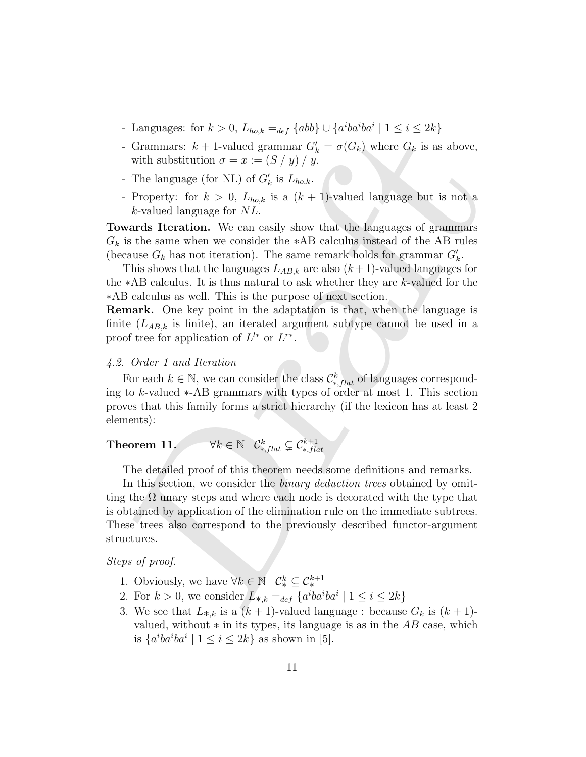- Languages: for $k > 0$, $L_{ho,k} =_{def} \{abb\} \cup \{a^iba^iba^i \mid 1 \leq i \leq 2k\}$
- Grammars: $k+1$-valued grammar $G'_k = \sigma(G_k)$ where $G_k$ is as above, with substitution $\sigma = x := (S \,/\, y) \,/\, y$.
- The language (for NL) of $G'_k$ is $L_{ho,k}$.
- Property: for $k > 0$, $L_{ho,k}$ is a $(k+1)$-valued language but is not a $k$-valued language for $NL$.

**Towards Iteration.** We can easily show that the languages of grammars $G_k$ is the same when we consider the $*$AB calculus instead of the AB rules (because $G_k$ has not iteration). The same remark holds for grammar $G'_k$.

This shows that the languages $L_{AB,k}$ are also $(k+1)$-valued languages for the $*$AB calculus. It is thus natural to ask whether they are $k$-valued for the $*$AB calculus as well. This is the purpose of next section.

**Remark.** One key point in the adaptation is that, when the language is finite ($L_{AB,k}$ is finite), an iterated argument subtype cannot be used in a proof tree for application of $L^{l*}$ or $L^{r*}$.

*4.2. Order 1 and Iteration*

For each $k \in \mathbb{N}$, we can consider the class $\mathcal{C}^k_{*,flat}$ of languages corresponding to $k$-valued $*$-AB grammars with types of order at most 1. This section proves that this family forms a strict hierarchy (if the lexicon has at least 2 elements):

**Theorem 11.** $\quad \forall k \in \mathbb{N} \quad \mathcal{C}^k_{*,flat} \subsetneq \mathcal{C}^{k+1}_{*,flat}$

The detailed proof of this theorem needs some definitions and remarks.

In this section, we consider the *binary deduction trees* obtained by omitting the $\Omega$ unary steps and where each node is decorated with the type that is obtained by application of the elimination rule on the immediate subtrees. These trees also correspond to the previously described functor-argument structures.

*Steps of proof.*

1. Obviously, we have $\forall k \in \mathbb{N} \quad \mathcal{C}^k_* \subseteq \mathcal{C}^{k+1}_*$
2. For $k > 0$, we consider $L_{*,k} =_{def} \{a^iba^iba^i \mid 1 \leq i \leq 2k\}$
3. We see that $L_{*,k}$ is a $(k+1)$-valued language : because $G_k$ is $(k+1)$-valued, without $*$ in its types, its language is as in the $AB$ case, which is $\{a^iba^iba^i \mid 1 \leq i \leq 2k\}$ as shown in [5].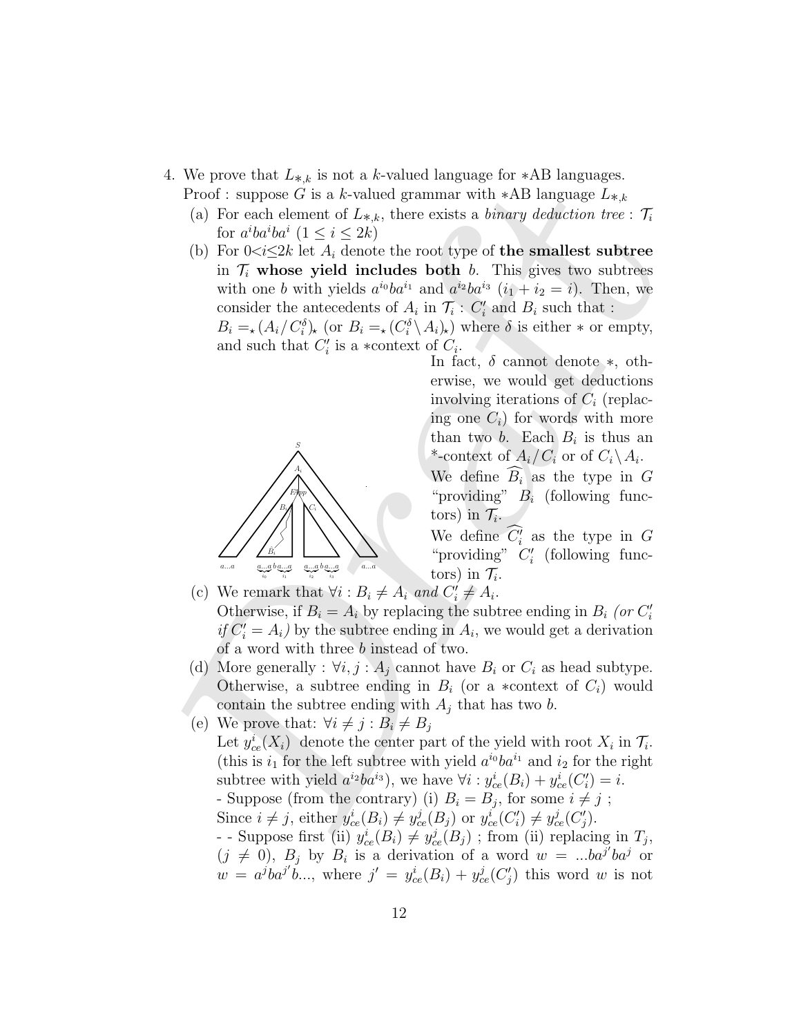4. We prove that $L_{*,k}$ is not a $k$-valued language for $*$AB languages.
   Proof : suppose $G$ is a $k$-valued grammar with $*$AB language $L_{*,k}$
   (a) For each element of $L_{*,k}$, there exists a *binary deduction tree* : $\mathcal{T}_i$ for $a^iba^iba^i$ $(1 \leq i \leq 2k)$
   (b) For $0<i\leq 2k$ let $A_i$ denote the root type of **the smallest subtree** in $\mathcal{T}_i$ **whose yield includes both** $b$. This gives two subtrees with one $b$ with yields $a^{i_0}ba^{i_1}$ and $a^{i_2}ba^{i_3}$ $(i_1 + i_2 = i)$. Then, we consider the antecedents of $A_i$ in $\mathcal{T}_i$ : $C'_i$ and $B_i$ such that : $B_i =_\star (A_i / C_i^\delta)_\star$ (or $B_i =_\star (C_i^\delta \backslash A_i)_\star$) where $\delta$ is either $*$ or empty, and such that $C'_i$ is a $*$context of $C_i$.

   In fact, $\delta$ cannot denote $*$, otherwise, we would get deductions involving iterations of $C_i$ (replacing one $C_i$) for words with more than two $b$. Each $B_i$ is thus an $*$-context of $A_i / C_i$ or of $C_i \backslash A_i$.
   We define $\widehat{B_i}$ as the type in $G$ "providing" $B_i$ (following functors) in $\mathcal{T}_i$.
   We define $\widehat{C'_i}$ as the type in $G$ "providing" $C'_i$ (following functors) in $\mathcal{T}_i$.

   (c) We remark that $\forall i : B_i \neq A_i$ *and* $C'_i \neq A_i$.
   Otherwise, if $B_i = A_i$ by replacing the subtree ending in $B_i$ *(or $C'_i$ if $C'_i = A_i$)* by the subtree ending in $A_i$, we would get a derivation of a word with three $b$ instead of two.
   (d) More generally : $\forall i, j : A_j$ cannot have $B_i$ or $C_i$ as head subtype. Otherwise, a subtree ending in $B_i$ (or a $*$context of $C_i$) would contain the subtree ending with $A_j$ that has two $b$.
   (e) We prove that: $\forall i \neq j : B_i \neq B_j$
   Let $y^i_{ce}(X_i)$ denote the center part of the yield with root $X_i$ in $\mathcal{T}_i$. (this is $i_1$ for the left subtree with yield $a^{i_0}ba^{i_1}$ and $i_2$ for the right subtree with yield $a^{i_2}ba^{i_3}$), we have $\forall i : y^i_{ce}(B_i) + y^i_{ce}(C'_i) = i$.
   - Suppose (from the contrary) (i) $B_i = B_j$, for some $i \neq j$ ;
   Since $i \neq j$, either $y^i_{ce}(B_i) \neq y^j_{ce}(B_j)$ or $y^i_{ce}(C'_i) \neq y^j_{ce}(C'_j)$.
   - - Suppose first (ii) $y^i_{ce}(B_i) \neq y^j_{ce}(B_j)$ ; from (ii) replacing in $T_j$, $(j \neq 0)$, $B_j$ by $B_i$ is a derivation of a word $w = ...ba^{j'}ba^j$ or $w = a^jba^{j'}b...$, where $j' = y^i_{ce}(B_i) + y^j_{ce}(C'_j)$ this word $w$ is not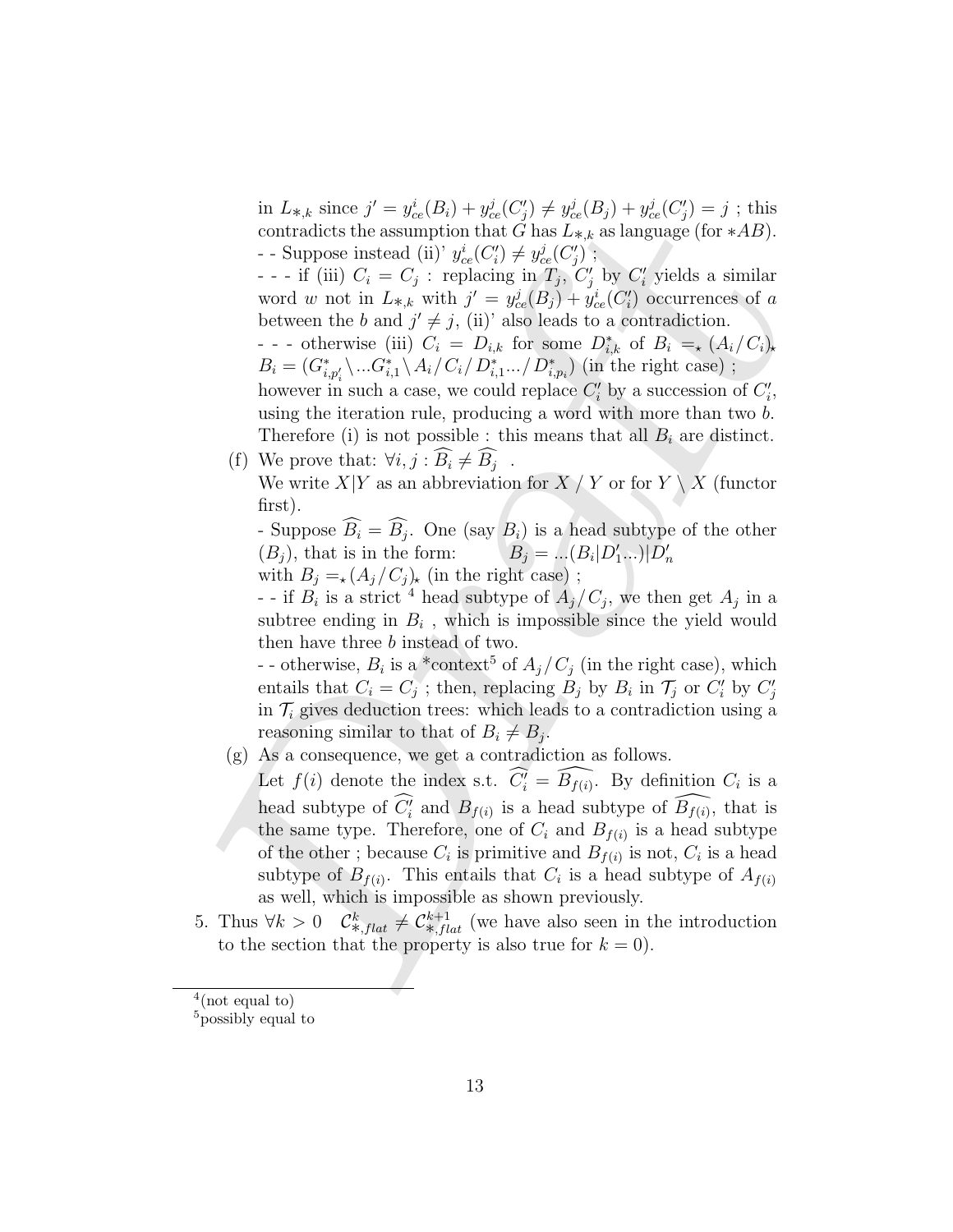in $L_{*,k}$ since $j' = y^i_{ce}(B_i) + y^j_{ce}(C'_j) \neq y^j_{ce}(B_j) + y^j_{ce}(C'_j) = j$ ; this contradicts the assumption that $G$ has $L_{*,k}$ as language (for $*AB$).

- - Suppose instead (ii)' $y^i_{ce}(C'_i) \neq y^j_{ce}(C'_j)$ ;

- - - if (iii) $C_i = C_j$ : replacing in $T_j$, $C'_j$ by $C'_i$ yields a similar word $w$ not in $L_{*,k}$ with $j' = y^j_{ce}(B_j) + y^i_{ce}(C'_i)$ occurrences of $a$ between the $b$ and $j' \neq j$, (ii)' also leads to a contradiction.

- - - otherwise (iii) $C_i = D_{i,k}$ for some $D^*_{i,k}$ of $B_i =_\star (A_i/C_i)_\star$ $B_i = (G^*_{i,p'_i} \backslash ... G^*_{i,1} \backslash A_i / C_i / D^*_{i,1} ... / D^*_{i,p_i})$ (in the right case) ; however in such a case, we could replace $C'_i$ by a succession of $C'_i$, using the iteration rule, producing a word with more than two $b$. Therefore (i) is not possible : this means that all $B_i$ are distinct.

(f) We prove that: $\forall i, j : \widehat{B_i} \neq \widehat{B_j}$ .

We write $X|Y$ as an abbreviation for $X \;/\; Y$ or for $Y \setminus X$ (functor first).

- Suppose $\widehat{B_i} = \widehat{B_j}$. One (say $B_i$) is a head subtype of the other ($B_j$), that is in the form: $\quad B_j = ...(B_i|D'_1...)|D'_n$

with $B_j =_\star (A_j/C_j)_\star$ (in the right case) ;

- - if $B_i$ is a strict [4] head subtype of $A_j/C_j$, we then get $A_j$ in a subtree ending in $B_i$ , which is impossible since the yield would then have three $b$ instead of two.

- - otherwise, $B_i$ is a *context[5] of $A_j/C_j$ (in the right case), which entails that $C_i = C_j$ ; then, replacing $B_j$ by $B_i$ in $\mathcal{T}_j$ or $C'_i$ by $C'_j$ in $\mathcal{T}_i$ gives deduction trees: which leads to a contradiction using a reasoning similar to that of $B_i \neq B_j$.

(g) As a consequence, we get a contradiction as follows.

Let $f(i)$ denote the index s.t. $\widehat{C'_i} = \widehat{B_{f(i)}}$. By definition $C_i$ is a head subtype of $\widehat{C'_i}$ and $B_{f(i)}$ is a head subtype of $\widehat{B_{f(i)}}$, that is the same type. Therefore, one of $C_i$ and $B_{f(i)}$ is a head subtype of the other ; because $C_i$ is primitive and $B_{f(i)}$ is not, $C_i$ is a head subtype of $B_{f(i)}$. This entails that $C_i$ is a head subtype of $A_{f(i)}$ as well, which is impossible as shown previously.

5. Thus $\forall k > 0 \quad \mathcal{C}^k_{*,flat} \neq \mathcal{C}^{k+1}_{*,flat}$ (we have also seen in the introduction to the section that the property is also true for $k = 0$).

---

[4](not equal to)

[5]possibly equal to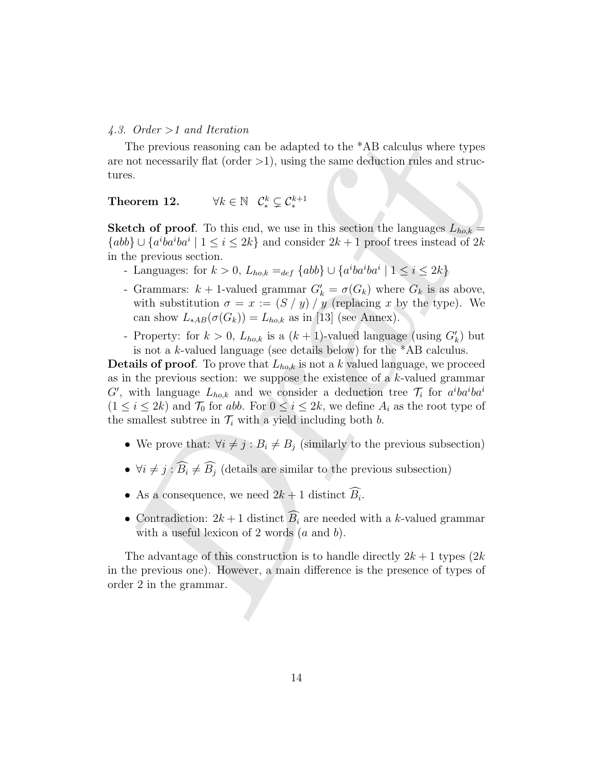*4.3. Order >1 and Iteration*

The previous reasoning can be adapted to the *AB calculus where types are not necessarily flat (order >1), using the same deduction rules and structures.

**Theorem 12.** $\forall k \in \mathbb{N} \quad \mathcal{C}_*^k \subsetneq \mathcal{C}_*^{k+1}$

**Sketch of proof**. To this end, we use in this section the languages $L_{ho,k} = \{abb\} \cup \{a^iba^iba^i \mid 1 \leq i \leq 2k\}$ and consider $2k+1$ proof trees instead of $2k$ in the previous section.

- Languages: for $k > 0$, $L_{ho,k} =_{def} \{abb\} \cup \{a^iba^iba^i \mid 1 \leq i \leq 2k\}$
- Grammars: $k+1$-valued grammar $G'_k = \sigma(G_k)$ where $G_k$ is as above, with substitution $\sigma = x := (S \,/\, y) \,/\, y$ (replacing $x$ by the type). We can show $L_{*AB}(\sigma(G_k)) = L_{ho,k}$ as in [13] (see Annex).
- Property: for $k > 0$, $L_{ho,k}$ is a $(k+1)$-valued language (using $G'_k$) but is not a $k$-valued language (see details below) for the *AB calculus.

**Details of proof**. To prove that $L_{ho,k}$ is not a $k$ valued language, we proceed as in the previous section: we suppose the existence of a $k$-valued grammar $G'$, with language $L_{ho,k}$ and we consider a deduction tree $\mathcal{T}_i$ for $a^iba^iba^i$ ($1 \leq i \leq 2k$) and $\mathcal{T}_0$ for $abb$. For $0 \leq i \leq 2k$, we define $A_i$ as the root type of the smallest subtree in $\mathcal{T}_i$ with a yield including both $b$.

- We prove that: $\forall i \neq j : B_i \neq B_j$ (similarly to the previous subsection)
- $\forall i \neq j : \widehat{B_i} \neq \widehat{B_j}$ (details are similar to the previous subsection)
- As a consequence, we need $2k+1$ distinct $\widehat{B_i}$.
- Contradiction: $2k+1$ distinct $\widehat{B_i}$ are needed with a $k$-valued grammar with a useful lexicon of 2 words ($a$ and $b$).

The advantage of this construction is to handle directly $2k+1$ types ($2k$ in the previous one). However, a main difference is the presence of types of order 2 in the grammar.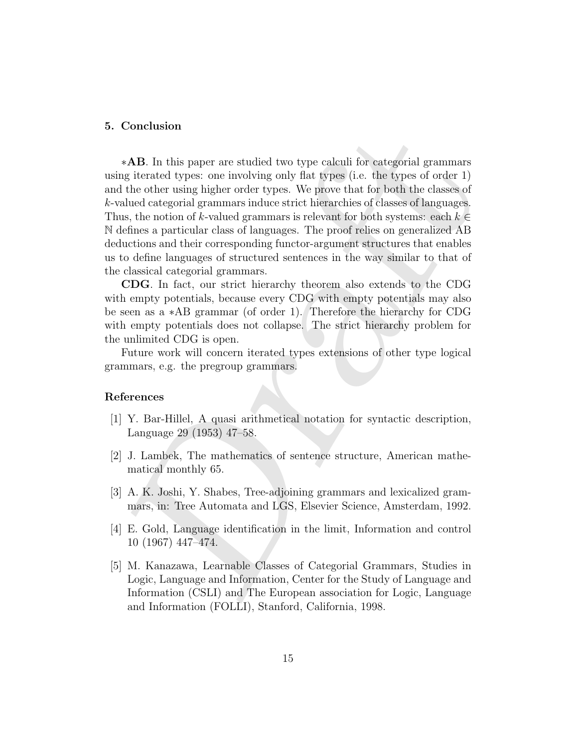## 5. Conclusion

$*$**AB**. In this paper are studied two type calculi for categorial grammars using iterated types: one involving only flat types (i.e. the types of order 1) and the other using higher order types. We prove that for both the classes of $k$-valued categorial grammars induce strict hierarchies of classes of languages. Thus, the notion of $k$-valued grammars is relevant for both systems: each $k \in \mathbb{N}$ defines a particular class of languages. The proof relies on generalized AB deductions and their corresponding functor-argument structures that enables us to define languages of structured sentences in the way similar to that of the classical categorial grammars.

**CDG**. In fact, our strict hierarchy theorem also extends to the CDG with empty potentials, because every CDG with empty potentials may also be seen as a $*$AB grammar (of order 1). Therefore the hierarchy for CDG with empty potentials does not collapse. The strict hierarchy problem for the unlimited CDG is open.

Future work will concern iterated types extensions of other type logical grammars, e.g. the pregroup grammars.

## References

[1] Y. Bar-Hillel, A quasi arithmetical notation for syntactic description, Language 29 (1953) 47–58.

[2] J. Lambek, The mathematics of sentence structure, American mathematical monthly 65.

[3] A. K. Joshi, Y. Shabes, Tree-adjoining grammars and lexicalized grammars, in: Tree Automata and LGS, Elsevier Science, Amsterdam, 1992.

[4] E. Gold, Language identification in the limit, Information and control 10 (1967) 447–474.

[5] M. Kanazawa, Learnable Classes of Categorial Grammars, Studies in Logic, Language and Information, Center for the Study of Language and Information (CSLI) and The European association for Logic, Language and Information (FOLLI), Stanford, California, 1998.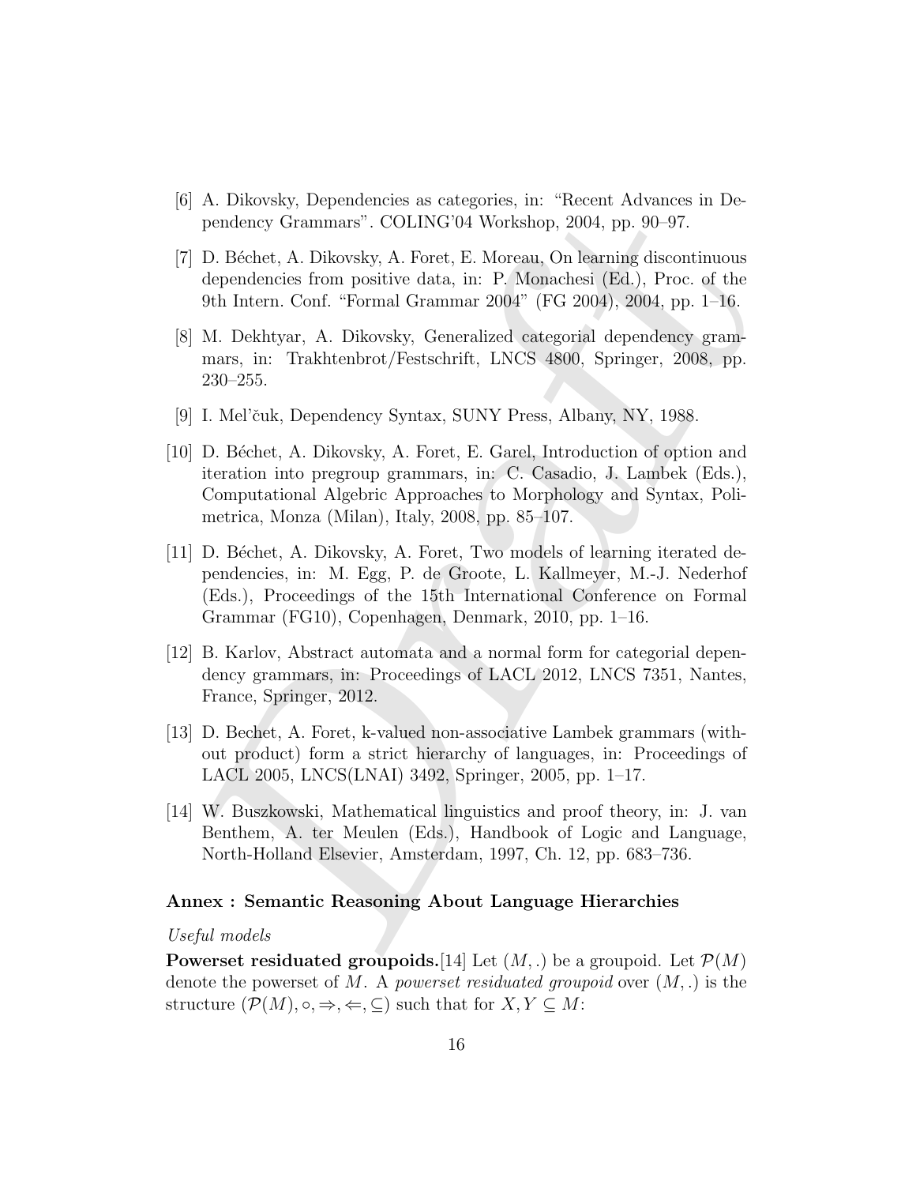[6] A. Dikovsky, Dependencies as categories, in: "Recent Advances in Dependency Grammars". COLING'04 Workshop, 2004, pp. 90–97.

[7] D. Béchet, A. Dikovsky, A. Foret, E. Moreau, On learning discontinuous dependencies from positive data, in: P. Monachesi (Ed.), Proc. of the 9th Intern. Conf. "Formal Grammar 2004" (FG 2004), 2004, pp. 1–16.

[8] M. Dekhtyar, A. Dikovsky, Generalized categorial dependency grammars, in: Trakhtenbrot/Festschrift, LNCS 4800, Springer, 2008, pp. 230–255.

[9] I. Mel'čuk, Dependency Syntax, SUNY Press, Albany, NY, 1988.

[10] D. Béchet, A. Dikovsky, A. Foret, E. Garel, Introduction of option and iteration into pregroup grammars, in: C. Casadio, J. Lambek (Eds.), Computational Algebric Approaches to Morphology and Syntax, Polimetrica, Monza (Milan), Italy, 2008, pp. 85–107.

[11] D. Béchet, A. Dikovsky, A. Foret, Two models of learning iterated dependencies, in: M. Egg, P. de Groote, L. Kallmeyer, M.-J. Nederhof (Eds.), Proceedings of the 15th International Conference on Formal Grammar (FG10), Copenhagen, Denmark, 2010, pp. 1–16.

[12] B. Karlov, Abstract automata and a normal form for categorial dependency grammars, in: Proceedings of LACL 2012, LNCS 7351, Nantes, France, Springer, 2012.

[13] D. Bechet, A. Foret, k-valued non-associative Lambek grammars (without product) form a strict hierarchy of languages, in: Proceedings of LACL 2005, LNCS(LNAI) 3492, Springer, 2005, pp. 1–17.

[14] W. Buszkowski, Mathematical linguistics and proof theory, in: J. van Benthem, A. ter Meulen (Eds.), Handbook of Logic and Language, North-Holland Elsevier, Amsterdam, 1997, Ch. 12, pp. 683–736.

**Annex : Semantic Reasoning About Language Hierarchies**

*Useful models*

**Powerset residuated groupoids.**[14] Let $(M, .)$ be a groupoid. Let $\mathcal{P}(M)$ denote the powerset of $M$. A *powerset residuated groupoid* over $(M, .)$ is the structure $(\mathcal{P}(M), \circ, \Rightarrow, \Leftarrow, \subseteq)$ such that for $X, Y \subseteq M$: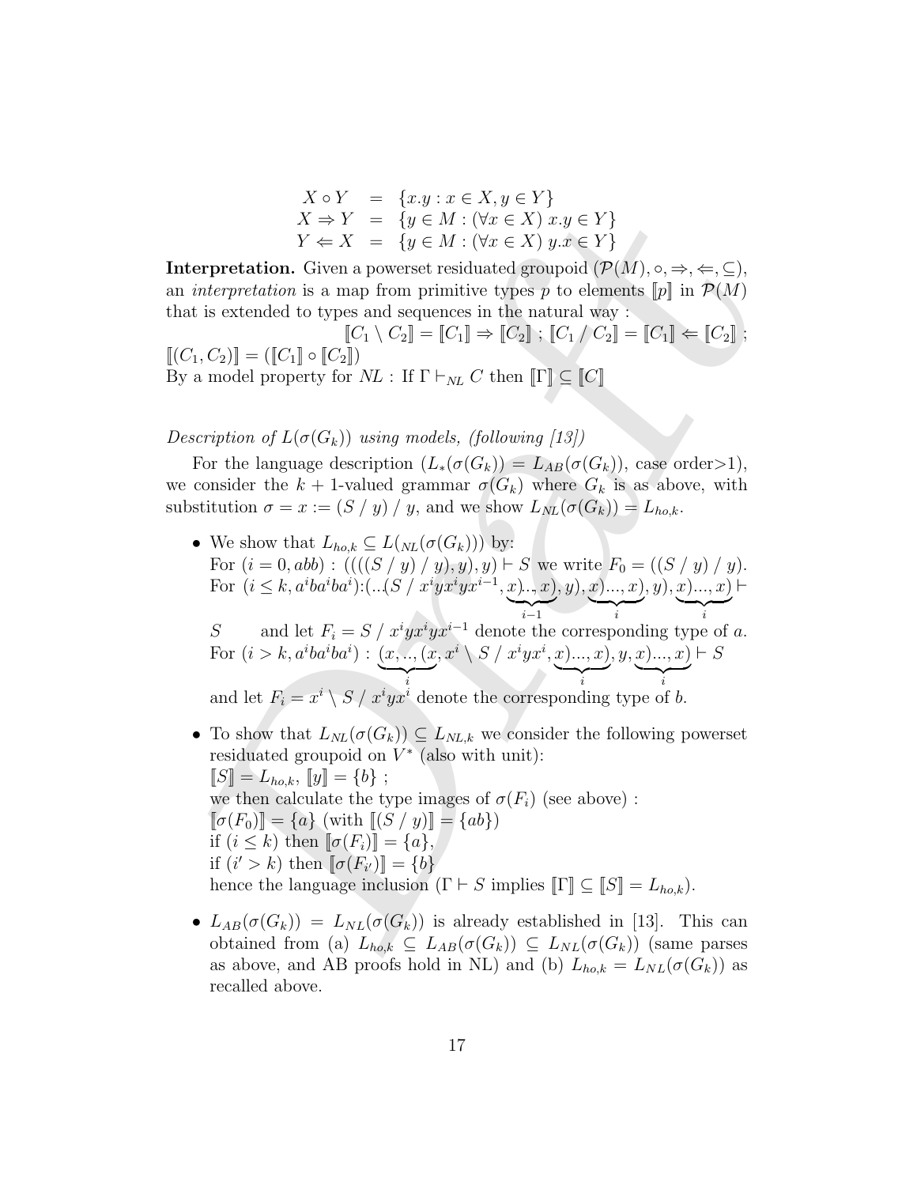$$
\begin{array}{rcl}
X \circ Y & = & \{x.y : x \in X, y \in Y\} \\
X \Rightarrow Y & = & \{y \in M : (\forall x \in X)\ x.y \in Y\} \\
Y \Leftarrow X & = & \{y \in M : (\forall x \in X)\ y.x \in Y\}
\end{array}
$$

**Interpretation.** Given a powerset residuated groupoid $(\mathcal{P}(M), \circ, \Rightarrow, \Leftarrow, \subseteq)$, an *interpretation* is a map from primitive types $p$ to elements $[\![p]\!]$ in $\mathcal{P}(M)$ that is extended to types and sequences in the natural way :

$[\![C_1 \setminus C_2]\!] = [\![C_1]\!] \Rightarrow [\![C_2]\!]$ ; $[\![C_1 \mathbin{/} C_2]\!] = [\![C_1]\!] \Leftarrow [\![C_2]\!]$ ; $[\![(C_1, C_2)]\!] = ([\![C_1]\!] \circ [\![C_2]\!])$

By a model property for *NL* : If $\Gamma \vdash_{NL} C$ then $[\![\Gamma]\!] \subseteq [\![C]\!]$

*Description of $L(\sigma(G_k))$ using models, (following [13])*

For the language description ($L_*(\sigma(G_k)) = L_{AB}(\sigma(G_k))$, case order>1), we consider the $k+1$-valued grammar $\sigma(G_k)$ where $G_k$ is as above, with substitution $\sigma = x := (S \mathbin{/} y) \mathbin{/} y$, and we show $L_{NL}(\sigma(G_k)) = L_{ho,k}$.

- We show that $L_{ho,k} \subseteq L(_{NL}(\sigma(G_k)))$ by:
  For $(i = 0, abb)$ : $((((S \mathbin{/} y) \mathbin{/} y), y), y) \vdash S$ we write $F_0 = ((S \mathbin{/} y) \mathbin{/} y)$.
  For $(i \leq k, a^iba^iba^i)$:$(..(S \mathbin{/} x^iyx^iyx^{i-1}, \underbrace{x)..., x)}_{i-1}, y), \underbrace{x)..., x)}_{i}, y), \underbrace{x)..., x)}_{i} \vdash S$ and let $F_i = S \mathbin{/} x^iyx^iyx^{i-1}$ denote the corresponding type of $a$.
  For $(i > k, a^iba^iba^i)$ : $\underbrace{(x, .., (x,}_{i} x^i \setminus S \mathbin{/} x^iyx^i, \underbrace{x)..., x)}_{i}, y, \underbrace{x)..., x)}_{i} \vdash S$
  and let $F_i = x^i \setminus S \mathbin{/} x^iyx^i$ denote the corresponding type of $b$.

- To show that $L_{NL}(\sigma(G_k)) \subseteq L_{NL,k}$ we consider the following powerset residuated groupoid on $V^*$ (also with unit):
  $[\![S]\!] = L_{ho,k}$, $[\![y]\!] = \{b\}$ ;
  we then calculate the type images of $\sigma(F_i)$ (see above) :
  $[\![\sigma(F_0)]\!] = \{a\}$ (with $[\![(S \mathbin{/} y)]\!] = \{ab\}$)
  if $(i \leq k)$ then $[\![\sigma(F_i)]\!] = \{a\}$,
  if $(i' > k)$ then $[\![\sigma(F_{i'})]\!] = \{b\}$
  hence the language inclusion ($\Gamma \vdash S$ implies $[\![\Gamma]\!] \subseteq [\![S]\!] = L_{ho,k}$).

- $L_{AB}(\sigma(G_k)) = L_{NL}(\sigma(G_k))$ is already established in [13]. This can obtained from (a) $L_{ho,k} \subseteq L_{AB}(\sigma(G_k)) \subseteq L_{NL}(\sigma(G_k))$ (same parses as above, and AB proofs hold in NL) and (b) $L_{ho,k} = L_{NL}(\sigma(G_k))$ as recalled above.